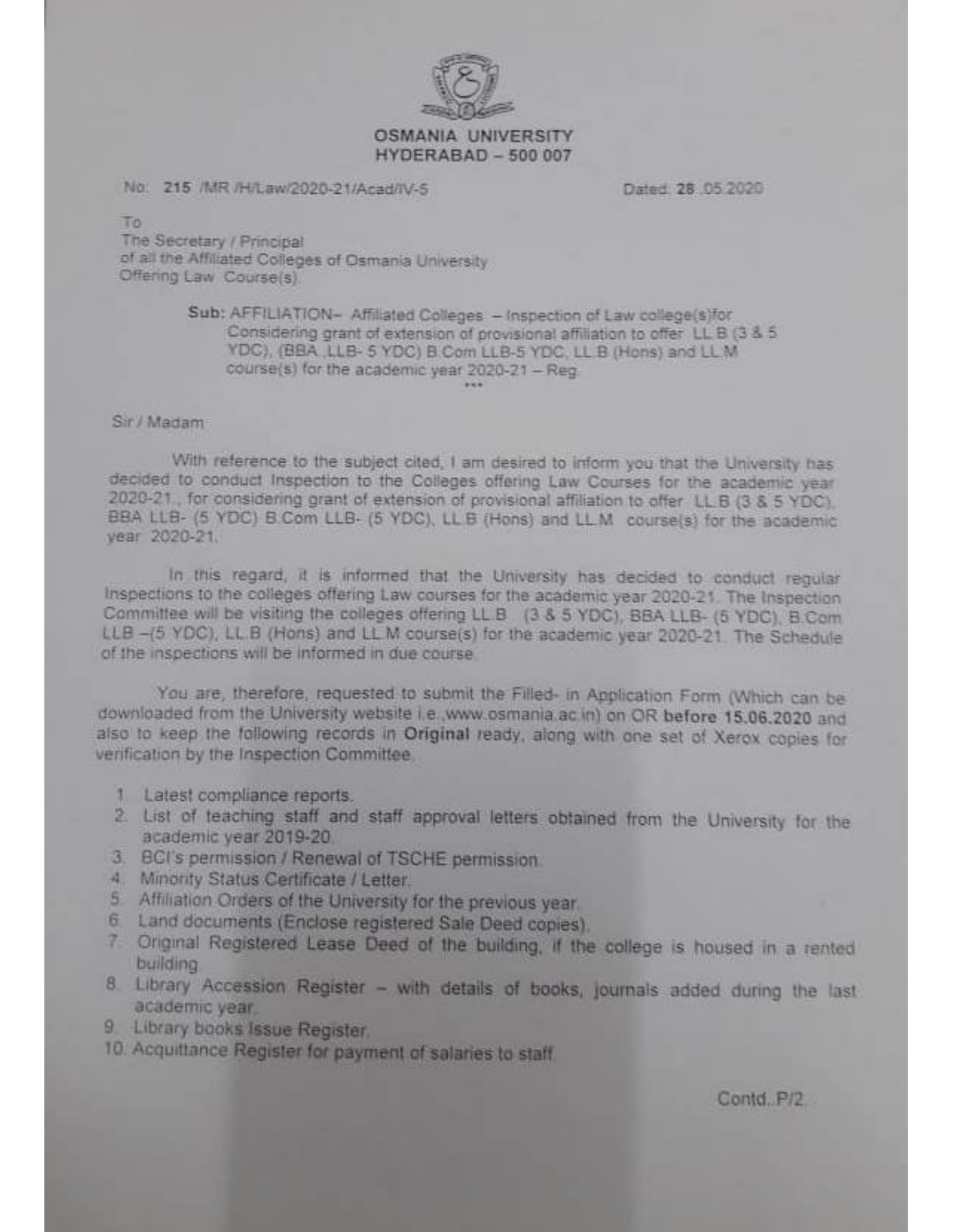# OSMANIA UNIVERSITY
## HYDERABAD – 500 007

No: **215** /MR /H/Law/2020-21/Acad/IV-5 Dated: **28** .05.2020

To
The Secretary / Principal
of all the Affiliated Colleges of Osmania University
Offering Law Course(s).

**Sub:** AFFILIATION– Affiliated Colleges – Inspection of Law college(s)for Considering grant of extension of provisional affiliation to offer LL.B (3 & 5 YDC), (BBA.,LLB- 5 YDC) B.Com LLB-5 YDC, LL.B (Hons) and LL.M course(s) for the academic year 2020-21 – Reg.

\*\*\*

Sir / Madam

With reference to the subject cited, I am desired to inform you that the University has decided to conduct Inspection to the Colleges offering Law Courses for the academic year 2020-21., for considering grant of extension of provisional affiliation to offer LL.B (3 & 5 YDC), BBA LLB- (5 YDC) B.Com LLB- (5 YDC), LL.B (Hons) and LL.M course(s) for the academic year 2020-21.

In this regard, it is informed that the University has decided to conduct regular Inspections to the colleges offering Law courses for the academic year 2020-21. The Inspection Committee will be visiting the colleges offering LL.B (3 & 5 YDC), BBA LLB- (5 YDC), B.Com LLB –(5 YDC), LL.B (Hons) and LL.M course(s) for the academic year 2020-21. The Schedule of the inspections will be informed in due course.

You are, therefore, requested to submit the Filled- in Application Form (Which can be downloaded from the University website i.e.,www.osmania.ac.in) on OR **before 15.06.2020** and also to keep the following records in **Original** ready, along with one set of Xerox copies for verification by the Inspection Committee.

1. Latest compliance reports.
2. List of teaching staff and staff approval letters obtained from the University for the academic year 2019-20.
3. BCI's permission / Renewal of TSCHE permission.
4. Minority Status Certificate / Letter.
5. Affiliation Orders of the University for the previous year.
6. Land documents (Enclose registered Sale Deed copies).
7. Original Registered Lease Deed of the building, if the college is housed in a rented building.
8. Library Accession Register – with details of books, journals added during the last academic year.
9. Library books Issue Register.
10. Acquittance Register for payment of salaries to staff.

Contd..P/2.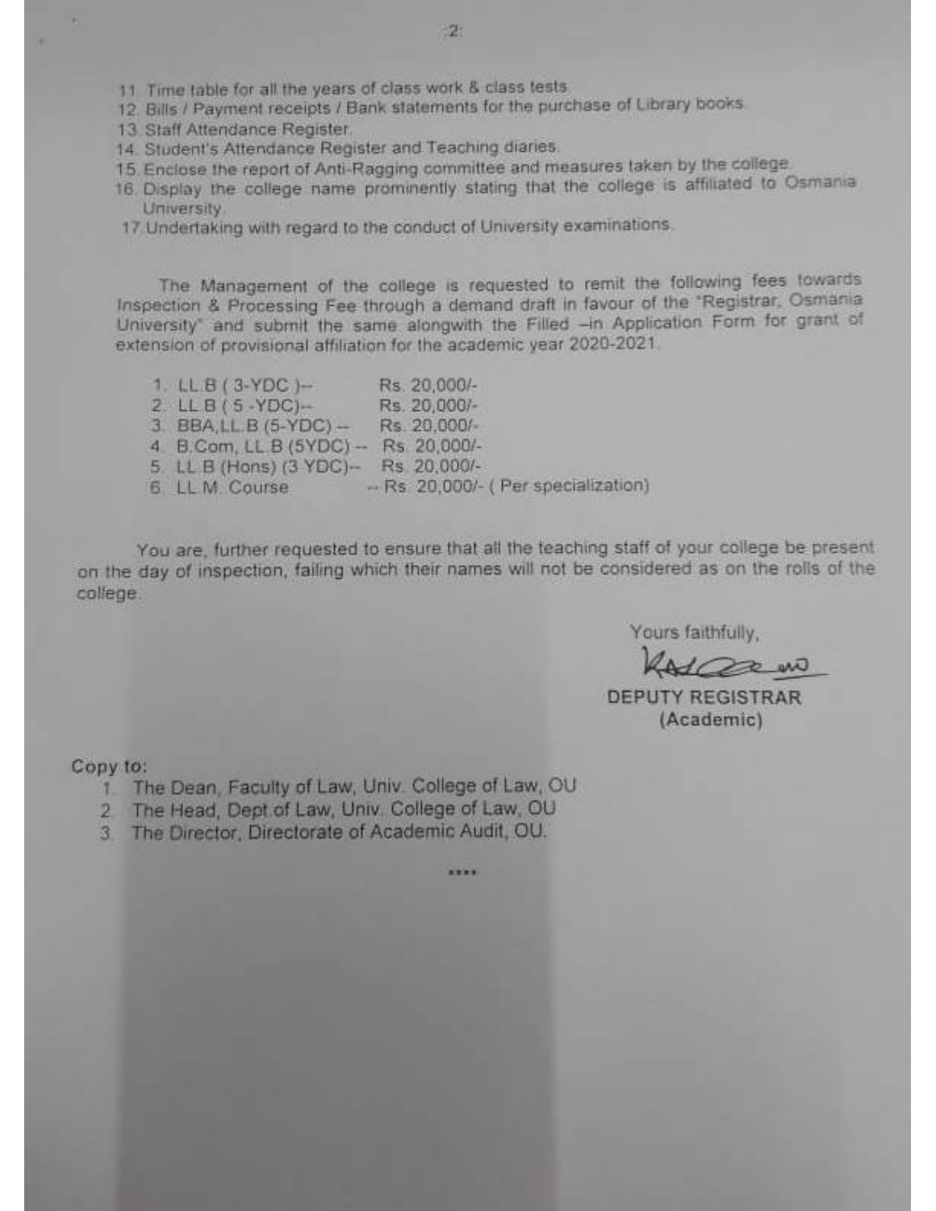11. Time table for all the years of class work & class tests.
12. Bills / Payment receipts / Bank statements for the purchase of Library books.
13. Staff Attendance Register.
14. Student's Attendance Register and Teaching diaries.
15. Enclose the report of Anti-Ragging committee and measures taken by the college.
16. Display the college name prominently stating that the college is affiliated to Osmania University.
17. Undertaking with regard to the conduct of University examinations.

The Management of the college is requested to remit the following fees towards Inspection & Processing Fee through a demand draft in favour of the "Registrar, Osmania University" and submit the same alongwith the Filled –in Application Form for grant of extension of provisional affiliation for the academic year 2020-2021.

1. LL.B ( 3-YDC )-- Rs. 20,000/-
2. LL.B ( 5 -YDC)-- Rs. 20,000/-
3. BBA,LL.B (5-YDC) -- Rs. 20,000/-
4. B.Com, LL.B (5YDC) -- Rs. 20,000/-
5. LL.B (Hons) (3 YDC)-- Rs. 20,000/-
6. LL.M. Course -- Rs. 20,000/- ( Per specialization)

You are, further requested to ensure that all the teaching staff of your college be present on the day of inspection, failing which their names will not be considered as on the rolls of the college.

Yours faithfully,

DEPUTY REGISTRAR
(Academic)

Copy to:

1. The Dean, Faculty of Law, Univ. College of Law, OU
2. The Head, Dept.of Law, Univ. College of Law, OU
3. The Director, Directorate of Academic Audit, OU.

\*\*\*\*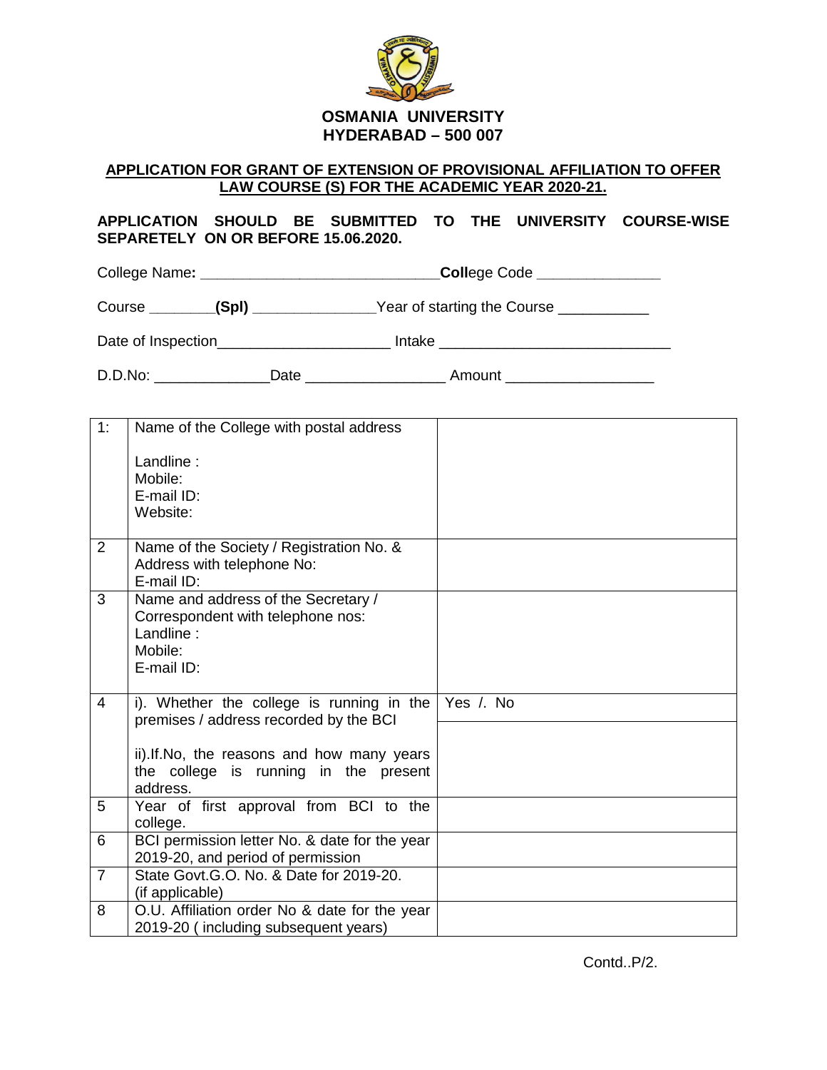# OSMANIA UNIVERSITY
## HYDERABAD – 500 007

**APPLICATION FOR GRANT OF EXTENSION OF PROVISIONAL AFFILIATION TO OFFER LAW COURSE (S) FOR THE ACADEMIC YEAR 2020-21.**

**APPLICATION SHOULD BE SUBMITTED TO THE UNIVERSITY COURSE-WISE SEPARETELY ON OR BEFORE 15.06.2020.**

College Name: ______________________________ **Coll**ege Code _______________

Course ________**(Spl)** _______________Year of starting the Course ___________

Date of Inspection_____________________ Intake ____________________________

D.D.No: ______________Date _________________ Amount __________________

| | | |
|---|---|---|
| 1: | Name of the College with postal address<br><br>Landline :<br>Mobile:<br>E-mail ID:<br>Website: | |
| 2 | Name of the Society / Registration No. & Address with telephone No:<br>E-mail ID: | |
| 3 | Name and address of the Secretary / Correspondent with telephone nos:<br>Landline :<br>Mobile:<br>E-mail ID: | |
| 4 | i). Whether the college is running in the premises / address recorded by the BCI | Yes /. No |
| | ii).If.No, the reasons and how many years the college is running in the present address. | |
| 5 | Year of first approval from BCI to the college. | |
| 6 | BCI permission letter No. & date for the year 2019-20, and period of permission | |
| 7 | State Govt.G.O. No. & Date for 2019-20. (if applicable) | |
| 8 | O.U. Affiliation order No & date for the year 2019-20 ( including subsequent years) | |

Contd..P/2.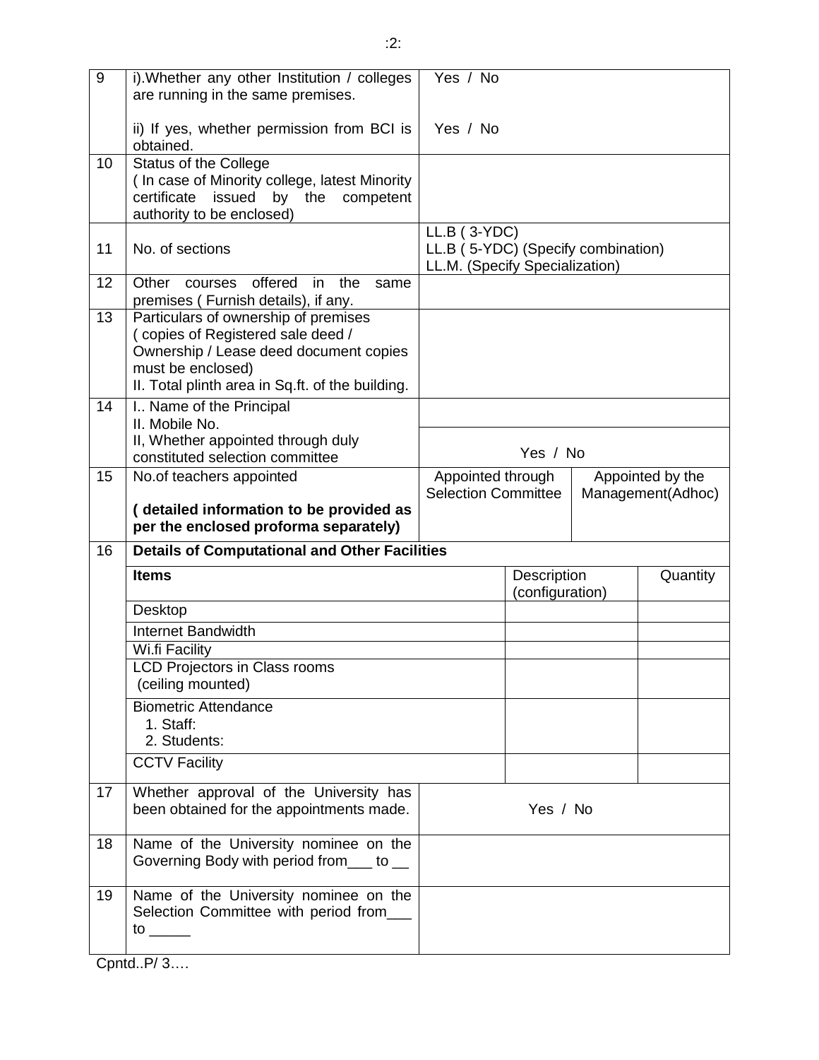| | | | |
|---|---|---|---|
| 9 | i).Whether any other Institution / colleges are running in the same premises.<br><br>ii) If yes, whether permission from BCI is obtained. | Yes / No<br><br>Yes / No | |
| 10 | Status of the College<br>( In case of Minority college, latest Minority certificate issued by the competent authority to be enclosed) | | |
| 11 | No. of sections | LL.B ( 3-YDC)<br>LL.B ( 5-YDC) (Specify combination)<br>LL.M. (Specify Specialization) | |
| 12 | Other courses offered in the same premises ( Furnish details), if any. | | |
| 13 | Particulars of ownership of premises<br>( copies of Registered sale deed / Ownership / Lease deed document copies must be enclosed)<br>II. Total plinth area in Sq.ft. of the building. | | |
| 14 | I.. Name of the Principal<br>II. Mobile No.<br>II, Whether appointed through duly constituted selection committee | <br><br>Yes / No | |
| 15 | No.of teachers appointed<br><br>**( detailed information to be provided as per the enclosed proforma separately)** | Appointed through Selection Committee | Appointed by the Management(Adhoc) |

| 16 | **Details of Computational and Other Facilities** | | |
|---|---|---|---|
| | **Items** | Description (configuration) | Quantity |
| | Desktop | | |
| | Internet Bandwidth | | |
| | Wi.fi Facility | | |
| | LCD Projectors in Class rooms (ceiling mounted) | | |
| | Biometric Attendance<br>1. Staff:<br>2. Students: | | |
| | CCTV Facility | | |

| | | |
|---|---|---|
| 17 | Whether approval of the University has been obtained for the appointments made. | Yes / No |
| 18 | Name of the University nominee on the Governing Body with period from___ to __ | |
| 19 | Name of the University nominee on the Selection Committee with period from___ to _____ | |

Cpntd..P/ 3….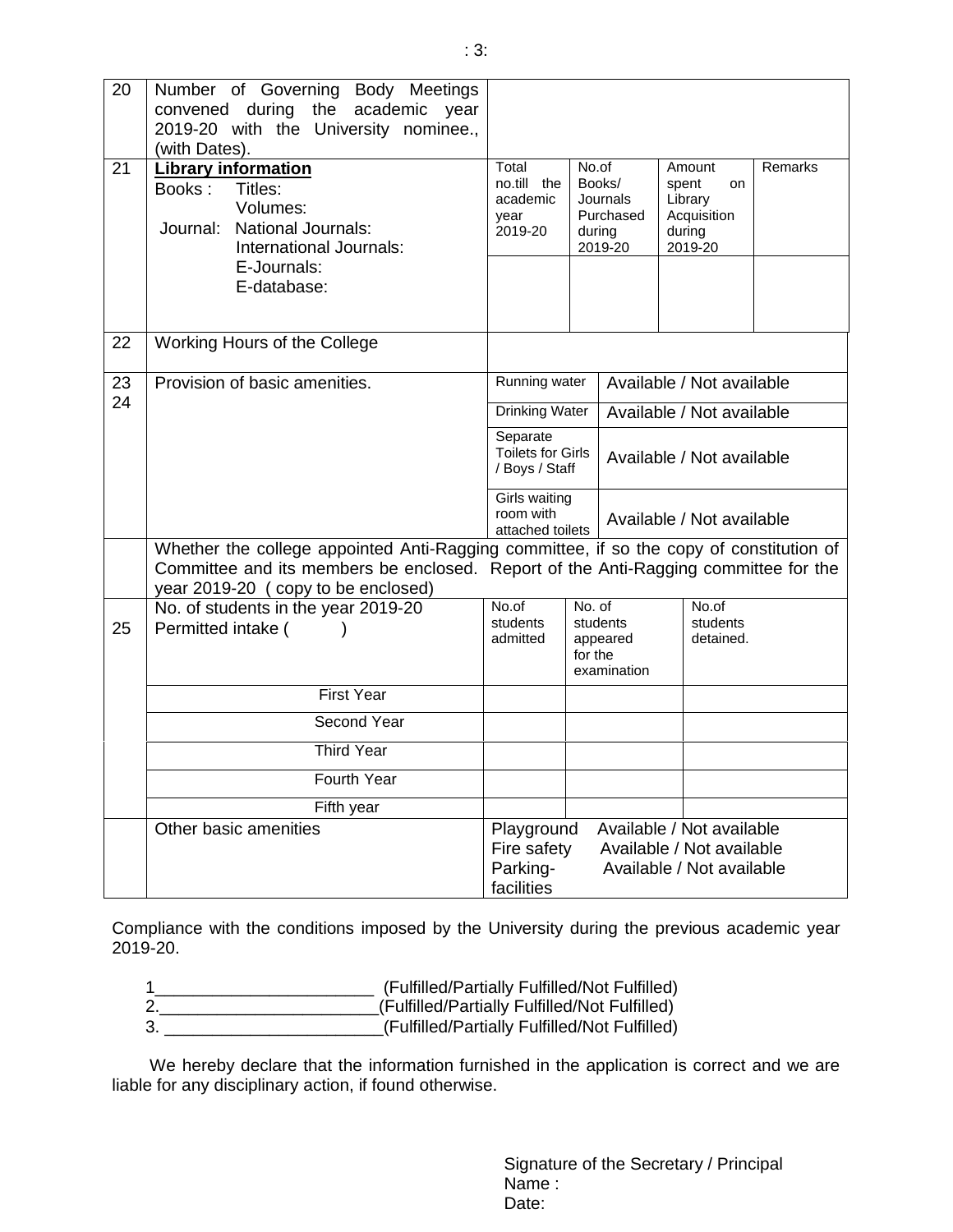| | | | | | |
|---|---|---|---|---|---|
| 20 | Number of Governing Body Meetings convened during the academic year 2019-20 with the University nominee., (with Dates). | | | | |
| 21 | **Library information**<br>Books : Titles:<br>Volumes:<br>Journal: National Journals:<br>International Journals:<br>E-Journals:<br>E-database: | Total no.till the academic year 2019-20 | No.of Books/ Journals Purchased during 2019-20 | Amount spent on Library Acquisition during 2019-20 | Remarks |
| | | | | | |
| 22 | Working Hours of the College | | | | |
| 23 | Provision of basic amenities. | Running water | Available / Not available | | |
| 24 | | Drinking Water | Available / Not available | | |
| | | Separate Toilets for Girls / Boys / Staff | Available / Not available | | |
| | | Girls waiting room with attached toilets | Available / Not available | | |
| | Whether the college appointed Anti-Ragging committee, if so the copy of constitution of Committee and its members be enclosed. Report of the Anti-Ragging committee for the year 2019-20 ( copy to be enclosed) | | | | |
| 25 | No. of students in the year 2019-20<br>Permitted intake ( ) | No.of students admitted | No. of students appeared for the examination | No.of students detained. | |
| | First Year | | | | |
| | Second Year | | | | |
| | Third Year | | | | |
| | Fourth Year | | | | |
| | Fifth year | | | | |
| | Other basic amenities | Playground Available / Not available<br>Fire safety Available / Not available<br>Parking-facilities Available / Not available | | | |

Compliance with the conditions imposed by the University during the previous academic year 2019-20.

1______________________ (Fulfilled/Partially Fulfilled/Not Fulfilled)
2.______________________(Fulfilled/Partially Fulfilled/Not Fulfilled)
3. ______________________(Fulfilled/Partially Fulfilled/Not Fulfilled)

We hereby declare that the information furnished in the application is correct and we are liable for any disciplinary action, if found otherwise.

Signature of the Secretary / Principal
Name :
Date: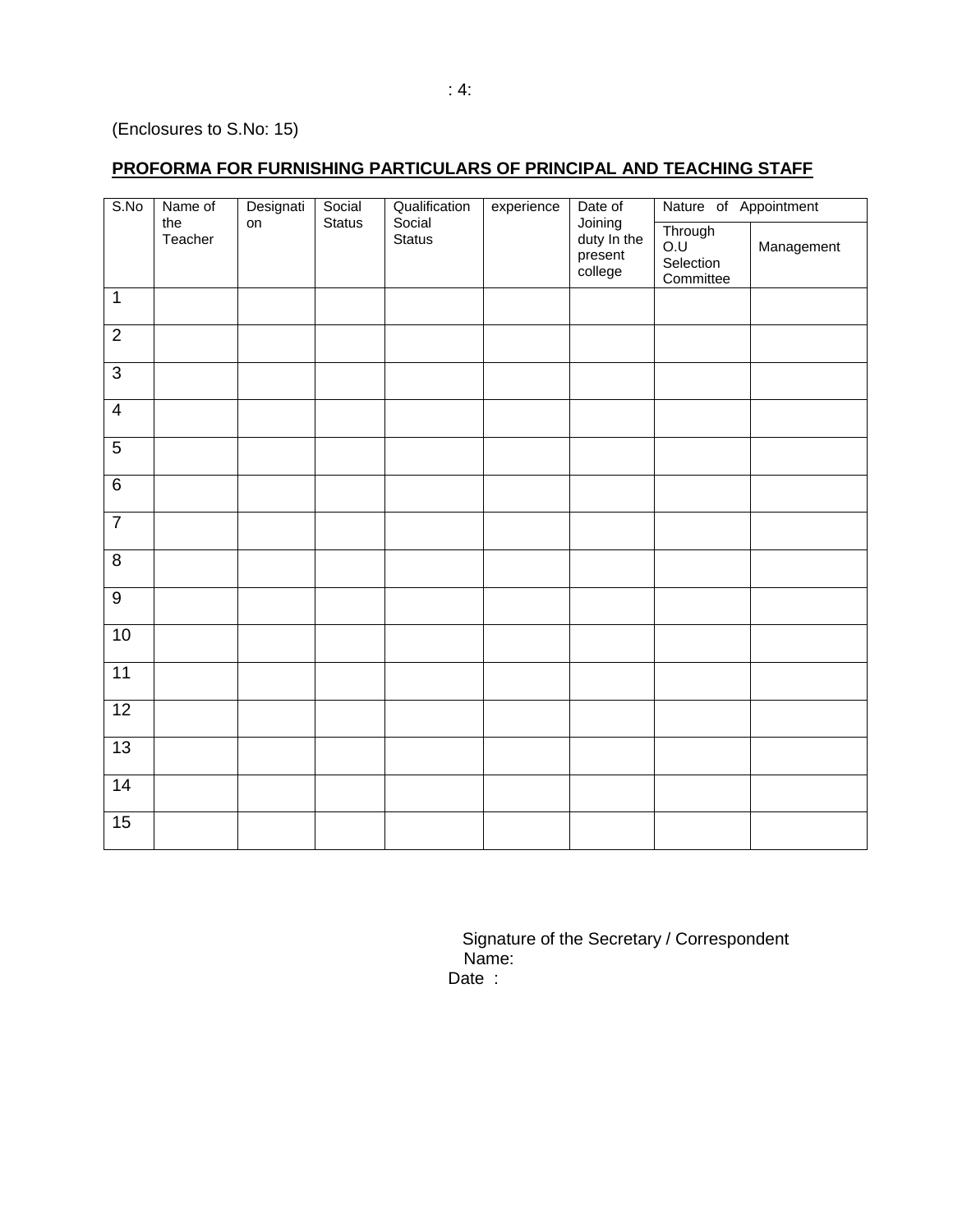(Enclosures to S.No: 15)

**PROFORMA FOR FURNISHING PARTICULARS OF PRINCIPAL AND TEACHING STAFF**

| S.No | Name of the Teacher | Designation | Social Status | Qualification Social Status | experience | Date of Joining duty In the present college | Nature of Appointment | |
|---|---|---|---|---|---|---|---|---|
| | | | | | | | Through O.U Selection Committee | Management |
| 1 | | | | | | | | |
| 2 | | | | | | | | |
| 3 | | | | | | | | |
| 4 | | | | | | | | |
| 5 | | | | | | | | |
| 6 | | | | | | | | |
| 7 | | | | | | | | |
| 8 | | | | | | | | |
| 9 | | | | | | | | |
| 10 | | | | | | | | |
| 11 | | | | | | | | |
| 12 | | | | | | | | |
| 13 | | | | | | | | |
| 14 | | | | | | | | |
| 15 | | | | | | | | |

Signature of the Secretary / Correspondent
Name:
Date :